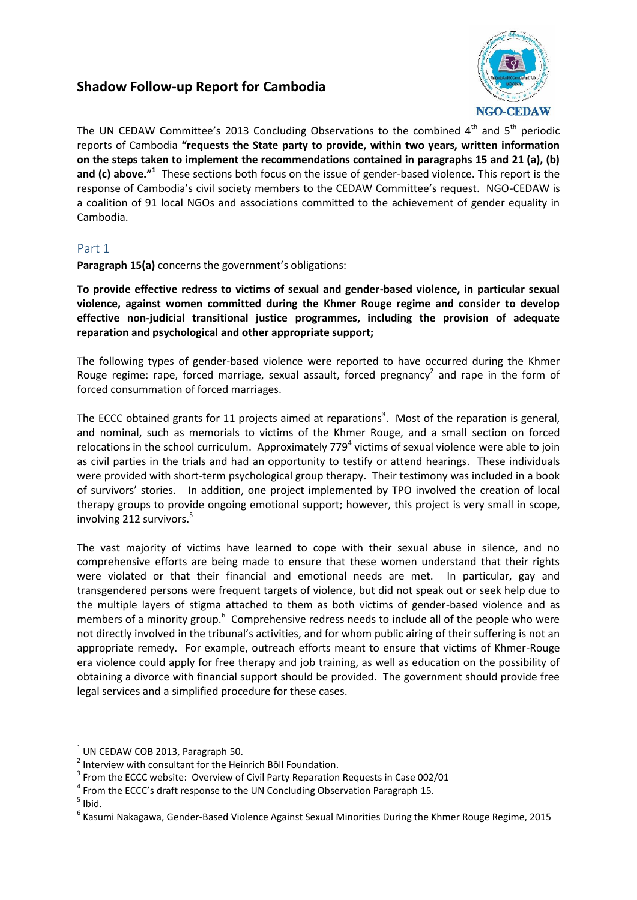# Shadow Follow-up Report for Cambodia

The UN CEDAW Committee's 2013 Concluding Observations to the combined 4th and 5th periodic reports of Cambodia **"requests the State party to provide, within two years, written information on the steps taken to implement the recommendations contained in paragraphs 15 and 21 (a), (b) and (c) above."**[1] These sections both focus on the issue of gender-based violence. This report is the response of Cambodia's civil society members to the CEDAW Committee's request. NGO-CEDAW is a coalition of 91 local NGOs and associations committed to the achievement of gender equality in Cambodia.

## Part 1

**Paragraph 15(a)** concerns the government's obligations:

**To provide effective redress to victims of sexual and gender-based violence, in particular sexual violence, against women committed during the Khmer Rouge regime and consider to develop effective non-judicial transitional justice programmes, including the provision of adequate reparation and psychological and other appropriate support;**

The following types of gender-based violence were reported to have occurred during the Khmer Rouge regime: rape, forced marriage, sexual assault, forced pregnancy[2] and rape in the form of forced consummation of forced marriages.

The ECCC obtained grants for 11 projects aimed at reparations[3]. Most of the reparation is general, and nominal, such as memorials to victims of the Khmer Rouge, and a small section on forced relocations in the school curriculum. Approximately 779[4] victims of sexual violence were able to join as civil parties in the trials and had an opportunity to testify or attend hearings. These individuals were provided with short-term psychological group therapy. Their testimony was included in a book of survivors' stories. In addition, one project implemented by TPO involved the creation of local therapy groups to provide ongoing emotional support; however, this project is very small in scope, involving 212 survivors.[5]

The vast majority of victims have learned to cope with their sexual abuse in silence, and no comprehensive efforts are being made to ensure that these women understand that their rights were violated or that their financial and emotional needs are met. In particular, gay and transgendered persons were frequent targets of violence, but did not speak out or seek help due to the multiple layers of stigma attached to them as both victims of gender-based violence and as members of a minority group.[6] Comprehensive redress needs to include all of the people who were not directly involved in the tribunal's activities, and for whom public airing of their suffering is not an appropriate remedy. For example, outreach efforts meant to ensure that victims of Khmer-Rouge era violence could apply for free therapy and job training, as well as education on the possibility of obtaining a divorce with financial support should be provided. The government should provide free legal services and a simplified procedure for these cases.

---

[1] UN CEDAW COB 2013, Paragraph 50.

[2] Interview with consultant for the Heinrich Böll Foundation.

[3] From the ECCC website: Overview of Civil Party Reparation Requests in Case 002/01

[4] From the ECCC's draft response to the UN Concluding Observation Paragraph 15.

[5] Ibid.

[6] Kasumi Nakagawa, Gender-Based Violence Against Sexual Minorities During the Khmer Rouge Regime, 2015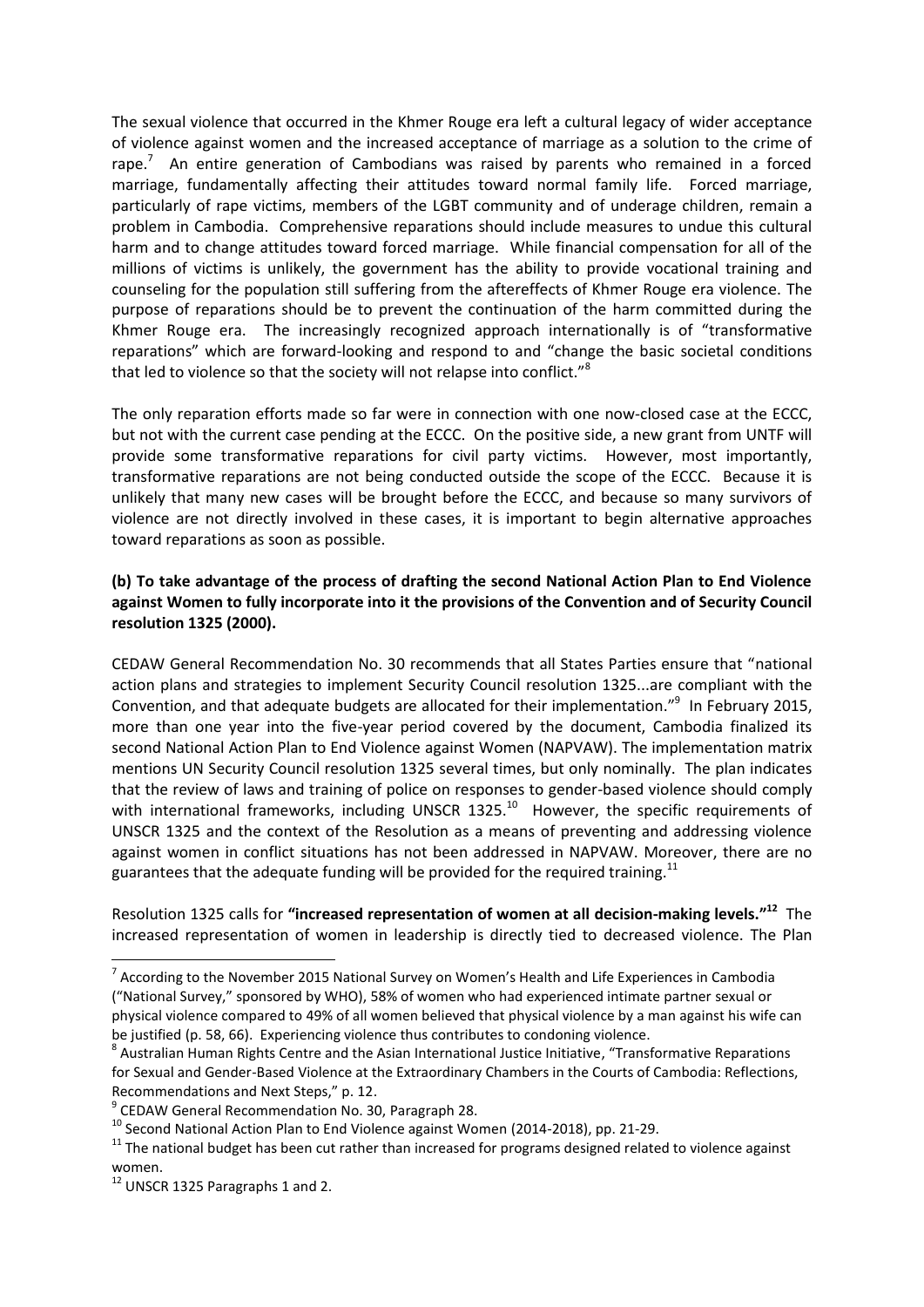The sexual violence that occurred in the Khmer Rouge era left a cultural legacy of wider acceptance of violence against women and the increased acceptance of marriage as a solution to the crime of rape.[7] An entire generation of Cambodians was raised by parents who remained in a forced marriage, fundamentally affecting their attitudes toward normal family life. Forced marriage, particularly of rape victims, members of the LGBT community and of underage children, remain a problem in Cambodia. Comprehensive reparations should include measures to undue this cultural harm and to change attitudes toward forced marriage. While financial compensation for all of the millions of victims is unlikely, the government has the ability to provide vocational training and counseling for the population still suffering from the aftereffects of Khmer Rouge era violence. The purpose of reparations should be to prevent the continuation of the harm committed during the Khmer Rouge era. The increasingly recognized approach internationally is of "transformative reparations" which are forward-looking and respond to and "change the basic societal conditions that led to violence so that the society will not relapse into conflict."[8]

The only reparation efforts made so far were in connection with one now-closed case at the ECCC, but not with the current case pending at the ECCC. On the positive side, a new grant from UNTF will provide some transformative reparations for civil party victims. However, most importantly, transformative reparations are not being conducted outside the scope of the ECCC. Because it is unlikely that many new cases will be brought before the ECCC, and because so many survivors of violence are not directly involved in these cases, it is important to begin alternative approaches toward reparations as soon as possible.

**(b) To take advantage of the process of drafting the second National Action Plan to End Violence against Women to fully incorporate into it the provisions of the Convention and of Security Council resolution 1325 (2000).**

CEDAW General Recommendation No. 30 recommends that all States Parties ensure that "national action plans and strategies to implement Security Council resolution 1325...are compliant with the Convention, and that adequate budgets are allocated for their implementation."[9] In February 2015, more than one year into the five-year period covered by the document, Cambodia finalized its second National Action Plan to End Violence against Women (NAPVAW). The implementation matrix mentions UN Security Council resolution 1325 several times, but only nominally. The plan indicates that the review of laws and training of police on responses to gender-based violence should comply with international frameworks, including UNSCR 1325.[10] However, the specific requirements of UNSCR 1325 and the context of the Resolution as a means of preventing and addressing violence against women in conflict situations has not been addressed in NAPVAW. Moreover, there are no guarantees that the adequate funding will be provided for the required training.[11]

Resolution 1325 calls for **"increased representation of women at all decision-making levels."[12]** The increased representation of women in leadership is directly tied to decreased violence. The Plan

---

[7] According to the November 2015 National Survey on Women's Health and Life Experiences in Cambodia ("National Survey," sponsored by WHO), 58% of women who had experienced intimate partner sexual or physical violence compared to 49% of all women believed that physical violence by a man against his wife can be justified (p. 58, 66). Experiencing violence thus contributes to condoning violence.

[8] Australian Human Rights Centre and the Asian International Justice Initiative, "Transformative Reparations for Sexual and Gender-Based Violence at the Extraordinary Chambers in the Courts of Cambodia: Reflections, Recommendations and Next Steps," p. 12.

[9] CEDAW General Recommendation No. 30, Paragraph 28.

[10] Second National Action Plan to End Violence against Women (2014-2018), pp. 21-29.

[11] The national budget has been cut rather than increased for programs designed related to violence against women.

[12] UNSCR 1325 Paragraphs 1 and 2.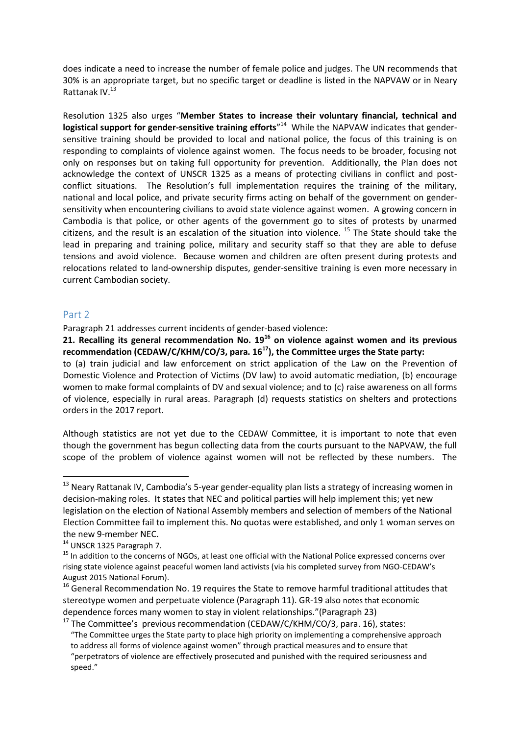does indicate a need to increase the number of female police and judges. The UN recommends that 30% is an appropriate target, but no specific target or deadline is listed in the NAPVAW or in Neary Rattanak IV.[13]

Resolution 1325 also urges "**Member States to increase their voluntary financial, technical and logistical support for gender-sensitive training efforts**"[14] While the NAPVAW indicates that gender-sensitive training should be provided to local and national police, the focus of this training is on responding to complaints of violence against women. The focus needs to be broader, focusing not only on responses but on taking full opportunity for prevention. Additionally, the Plan does not acknowledge the context of UNSCR 1325 as a means of protecting civilians in conflict and post-conflict situations. The Resolution's full implementation requires the training of the military, national and local police, and private security firms acting on behalf of the government on gender-sensitivity when encountering civilians to avoid state violence against women. A growing concern in Cambodia is that police, or other agents of the government go to sites of protests by unarmed citizens, and the result is an escalation of the situation into violence. [15] The State should take the lead in preparing and training police, military and security staff so that they are able to defuse tensions and avoid violence. Because women and children are often present during protests and relocations related to land-ownership disputes, gender-sensitive training is even more necessary in current Cambodian society.

## Part 2

Paragraph 21 addresses current incidents of gender-based violence:

**21. Recalling its general recommendation No. 19[16] on violence against women and its previous recommendation (CEDAW/C/KHM/CO/3, para. 16[17]), the Committee urges the State party:**
to (a) train judicial and law enforcement on strict application of the Law on the Prevention of Domestic Violence and Protection of Victims (DV law) to avoid automatic mediation, (b) encourage women to make formal complaints of DV and sexual violence; and to (c) raise awareness on all forms of violence, especially in rural areas. Paragraph (d) requests statistics on shelters and protections orders in the 2017 report.

Although statistics are not yet due to the CEDAW Committee, it is important to note that even though the government has begun collecting data from the courts pursuant to the NAPVAW, the full scope of the problem of violence against women will not be reflected by these numbers. The

---

[13] Neary Rattanak IV, Cambodia's 5-year gender-equality plan lists a strategy of increasing women in decision-making roles. It states that NEC and political parties will help implement this; yet new legislation on the election of National Assembly members and selection of members of the National Election Committee fail to implement this. No quotas were established, and only 1 woman serves on the new 9-member NEC.

[14] UNSCR 1325 Paragraph 7.

[15] In addition to the concerns of NGOs, at least one official with the National Police expressed concerns over rising state violence against peaceful women land activists (via his completed survey from NGO-CEDAW's August 2015 National Forum).

[16] General Recommendation No. 19 requires the State to remove harmful traditional attitudes that stereotype women and perpetuate violence (Paragraph 11). GR-19 also notes that economic dependence forces many women to stay in violent relationships."(Paragraph 23)

[17] The Committee's previous recommendation (CEDAW/C/KHM/CO/3, para. 16), states: "The Committee urges the State party to place high priority on implementing a comprehensive approach to address all forms of violence against women" through practical measures and to ensure that "perpetrators of violence are effectively prosecuted and punished with the required seriousness and speed."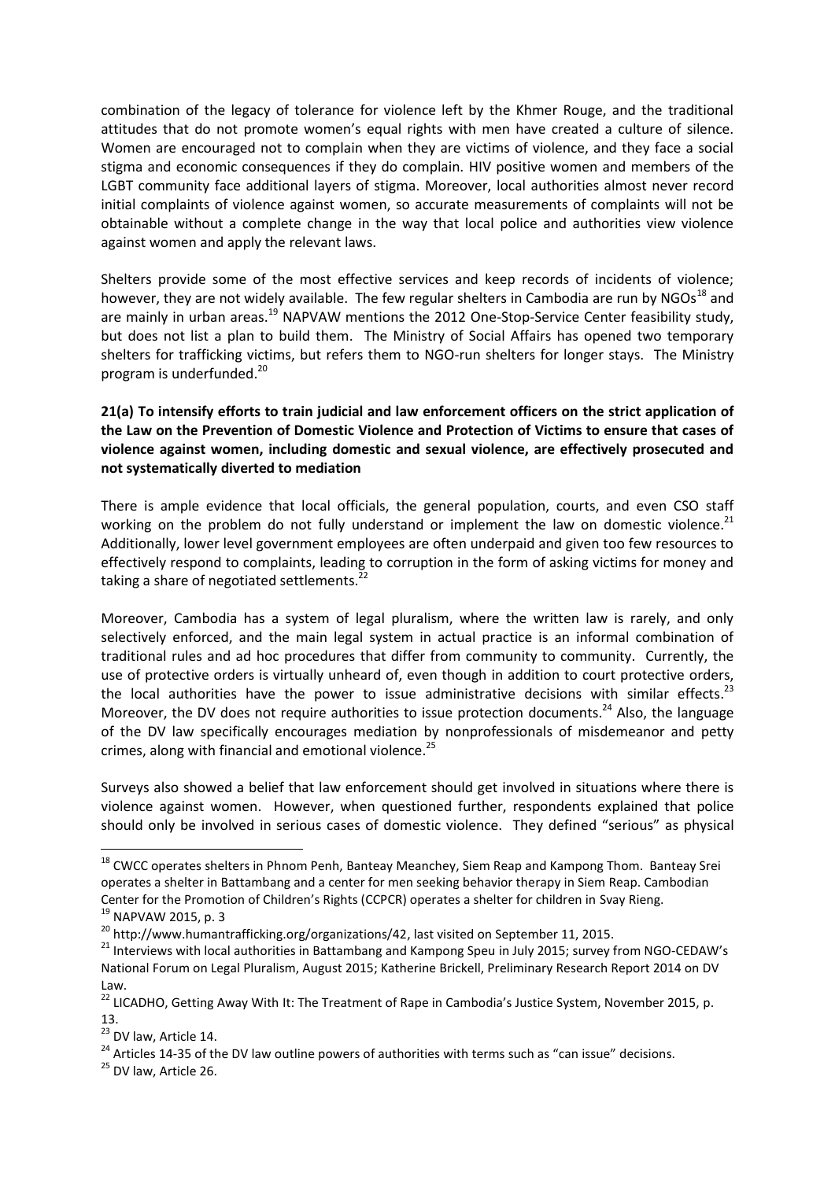combination of the legacy of tolerance for violence left by the Khmer Rouge, and the traditional attitudes that do not promote women's equal rights with men have created a culture of silence. Women are encouraged not to complain when they are victims of violence, and they face a social stigma and economic consequences if they do complain. HIV positive women and members of the LGBT community face additional layers of stigma. Moreover, local authorities almost never record initial complaints of violence against women, so accurate measurements of complaints will not be obtainable without a complete change in the way that local police and authorities view violence against women and apply the relevant laws.

Shelters provide some of the most effective services and keep records of incidents of violence; however, they are not widely available. The few regular shelters in Cambodia are run by NGOs[18] and are mainly in urban areas.[19] NAPVAW mentions the 2012 One-Stop-Service Center feasibility study, but does not list a plan to build them. The Ministry of Social Affairs has opened two temporary shelters for trafficking victims, but refers them to NGO-run shelters for longer stays. The Ministry program is underfunded.[20]

**21(a) To intensify efforts to train judicial and law enforcement officers on the strict application of the Law on the Prevention of Domestic Violence and Protection of Victims to ensure that cases of violence against women, including domestic and sexual violence, are effectively prosecuted and not systematically diverted to mediation**

There is ample evidence that local officials, the general population, courts, and even CSO staff working on the problem do not fully understand or implement the law on domestic violence.[21] Additionally, lower level government employees are often underpaid and given too few resources to effectively respond to complaints, leading to corruption in the form of asking victims for money and taking a share of negotiated settlements.[22]

Moreover, Cambodia has a system of legal pluralism, where the written law is rarely, and only selectively enforced, and the main legal system in actual practice is an informal combination of traditional rules and ad hoc procedures that differ from community to community. Currently, the use of protective orders is virtually unheard of, even though in addition to court protective orders, the local authorities have the power to issue administrative decisions with similar effects.[23] Moreover, the DV does not require authorities to issue protection documents.[24] Also, the language of the DV law specifically encourages mediation by nonprofessionals of misdemeanor and petty crimes, along with financial and emotional violence.[25]

Surveys also showed a belief that law enforcement should get involved in situations where there is violence against women. However, when questioned further, respondents explained that police should only be involved in serious cases of domestic violence. They defined "serious" as physical

---

[18] CWCC operates shelters in Phnom Penh, Banteay Meanchey, Siem Reap and Kampong Thom. Banteay Srei operates a shelter in Battambang and a center for men seeking behavior therapy in Siem Reap. Cambodian Center for the Promotion of Children's Rights (CCPCR) operates a shelter for children in Svay Rieng.

[19] NAPVAW 2015, p. 3

[20] http://www.humantrafficking.org/organizations/42, last visited on September 11, 2015.

[21] Interviews with local authorities in Battambang and Kampong Speu in July 2015; survey from NGO-CEDAW's National Forum on Legal Pluralism, August 2015; Katherine Brickell, Preliminary Research Report 2014 on DV Law.

[22] LICADHO, Getting Away With It: The Treatment of Rape in Cambodia's Justice System, November 2015, p. 13.

[23] DV law, Article 14.

[24] Articles 14-35 of the DV law outline powers of authorities with terms such as "can issue" decisions.

[25] DV law, Article 26.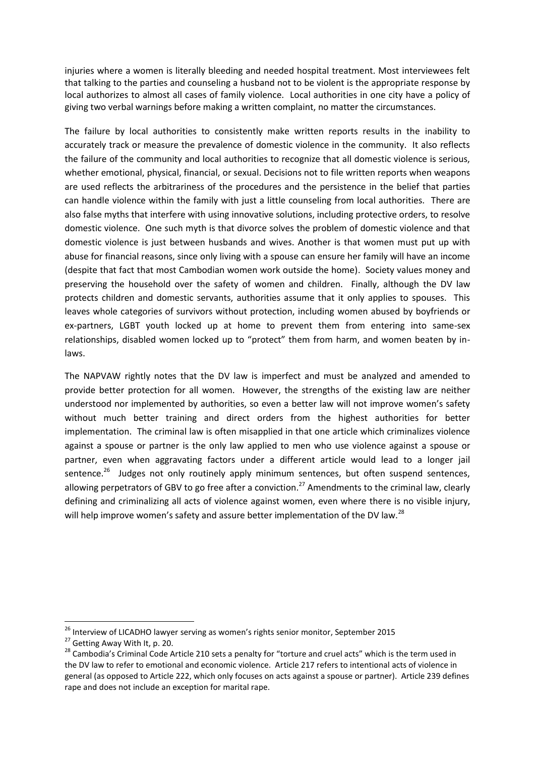injuries where a women is literally bleeding and needed hospital treatment. Most interviewees felt that talking to the parties and counseling a husband not to be violent is the appropriate response by local authorizes to almost all cases of family violence. Local authorities in one city have a policy of giving two verbal warnings before making a written complaint, no matter the circumstances.

The failure by local authorities to consistently make written reports results in the inability to accurately track or measure the prevalence of domestic violence in the community. It also reflects the failure of the community and local authorities to recognize that all domestic violence is serious, whether emotional, physical, financial, or sexual. Decisions not to file written reports when weapons are used reflects the arbitrariness of the procedures and the persistence in the belief that parties can handle violence within the family with just a little counseling from local authorities. There are also false myths that interfere with using innovative solutions, including protective orders, to resolve domestic violence. One such myth is that divorce solves the problem of domestic violence and that domestic violence is just between husbands and wives. Another is that women must put up with abuse for financial reasons, since only living with a spouse can ensure her family will have an income (despite that fact that most Cambodian women work outside the home). Society values money and preserving the household over the safety of women and children. Finally, although the DV law protects children and domestic servants, authorities assume that it only applies to spouses. This leaves whole categories of survivors without protection, including women abused by boyfriends or ex-partners, LGBT youth locked up at home to prevent them from entering into same-sex relationships, disabled women locked up to "protect" them from harm, and women beaten by in-laws.

The NAPVAW rightly notes that the DV law is imperfect and must be analyzed and amended to provide better protection for all women. However, the strengths of the existing law are neither understood nor implemented by authorities, so even a better law will not improve women's safety without much better training and direct orders from the highest authorities for better implementation. The criminal law is often misapplied in that one article which criminalizes violence against a spouse or partner is the only law applied to men who use violence against a spouse or partner, even when aggravating factors under a different article would lead to a longer jail sentence.[26] Judges not only routinely apply minimum sentences, but often suspend sentences, allowing perpetrators of GBV to go free after a conviction.[27] Amendments to the criminal law, clearly defining and criminalizing all acts of violence against women, even where there is no visible injury, will help improve women's safety and assure better implementation of the DV law.[28]

---

[26] Interview of LICADHO lawyer serving as women's rights senior monitor, September 2015

[27] Getting Away With It, p. 20.

[28] Cambodia's Criminal Code Article 210 sets a penalty for "torture and cruel acts" which is the term used in the DV law to refer to emotional and economic violence. Article 217 refers to intentional acts of violence in general (as opposed to Article 222, which only focuses on acts against a spouse or partner). Article 239 defines rape and does not include an exception for marital rape.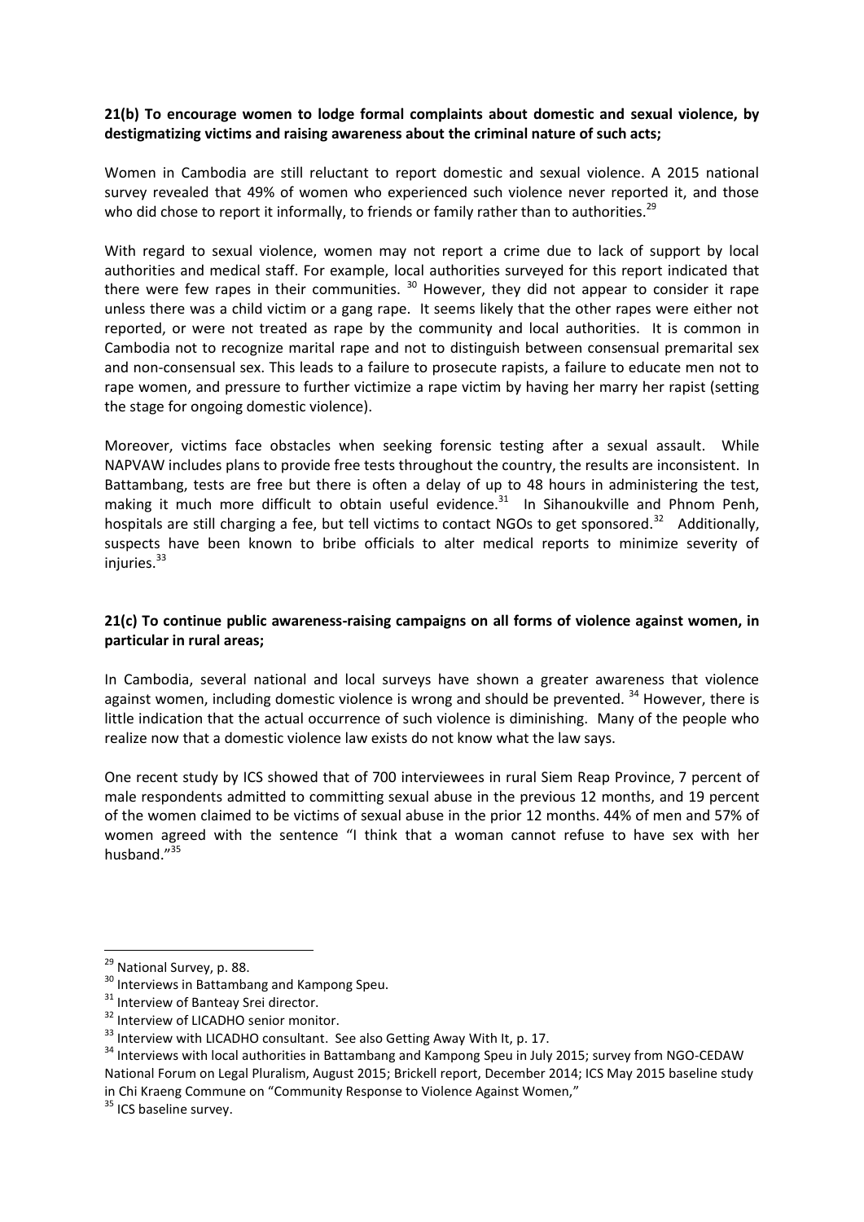**21(b) To encourage women to lodge formal complaints about domestic and sexual violence, by destigmatizing victims and raising awareness about the criminal nature of such acts;**

Women in Cambodia are still reluctant to report domestic and sexual violence. A 2015 national survey revealed that 49% of women who experienced such violence never reported it, and those who did chose to report it informally, to friends or family rather than to authorities.[29]

With regard to sexual violence, women may not report a crime due to lack of support by local authorities and medical staff. For example, local authorities surveyed for this report indicated that there were few rapes in their communities. [30] However, they did not appear to consider it rape unless there was a child victim or a gang rape. It seems likely that the other rapes were either not reported, or were not treated as rape by the community and local authorities. It is common in Cambodia not to recognize marital rape and not to distinguish between consensual premarital sex and non-consensual sex. This leads to a failure to prosecute rapists, a failure to educate men not to rape women, and pressure to further victimize a rape victim by having her marry her rapist (setting the stage for ongoing domestic violence).

Moreover, victims face obstacles when seeking forensic testing after a sexual assault. While NAPVAW includes plans to provide free tests throughout the country, the results are inconsistent. In Battambang, tests are free but there is often a delay of up to 48 hours in administering the test, making it much more difficult to obtain useful evidence.[31] In Sihanoukville and Phnom Penh, hospitals are still charging a fee, but tell victims to contact NGOs to get sponsored.[32] Additionally, suspects have been known to bribe officials to alter medical reports to minimize severity of injuries.[33]

**21(c) To continue public awareness-raising campaigns on all forms of violence against women, in particular in rural areas;**

In Cambodia, several national and local surveys have shown a greater awareness that violence against women, including domestic violence is wrong and should be prevented. [34] However, there is little indication that the actual occurrence of such violence is diminishing. Many of the people who realize now that a domestic violence law exists do not know what the law says.

One recent study by ICS showed that of 700 interviewees in rural Siem Reap Province, 7 percent of male respondents admitted to committing sexual abuse in the previous 12 months, and 19 percent of the women claimed to be victims of sexual abuse in the prior 12 months. 44% of men and 57% of women agreed with the sentence "I think that a woman cannot refuse to have sex with her husband."[35]

---

[29] National Survey, p. 88.

[30] Interviews in Battambang and Kampong Speu.

[31] Interview of Banteay Srei director.

[32] Interview of LICADHO senior monitor.

[33] Interview with LICADHO consultant. See also Getting Away With It, p. 17.

[34] Interviews with local authorities in Battambang and Kampong Speu in July 2015; survey from NGO-CEDAW National Forum on Legal Pluralism, August 2015; Brickell report, December 2014; ICS May 2015 baseline study in Chi Kraeng Commune on "Community Response to Violence Against Women,"

[35] ICS baseline survey.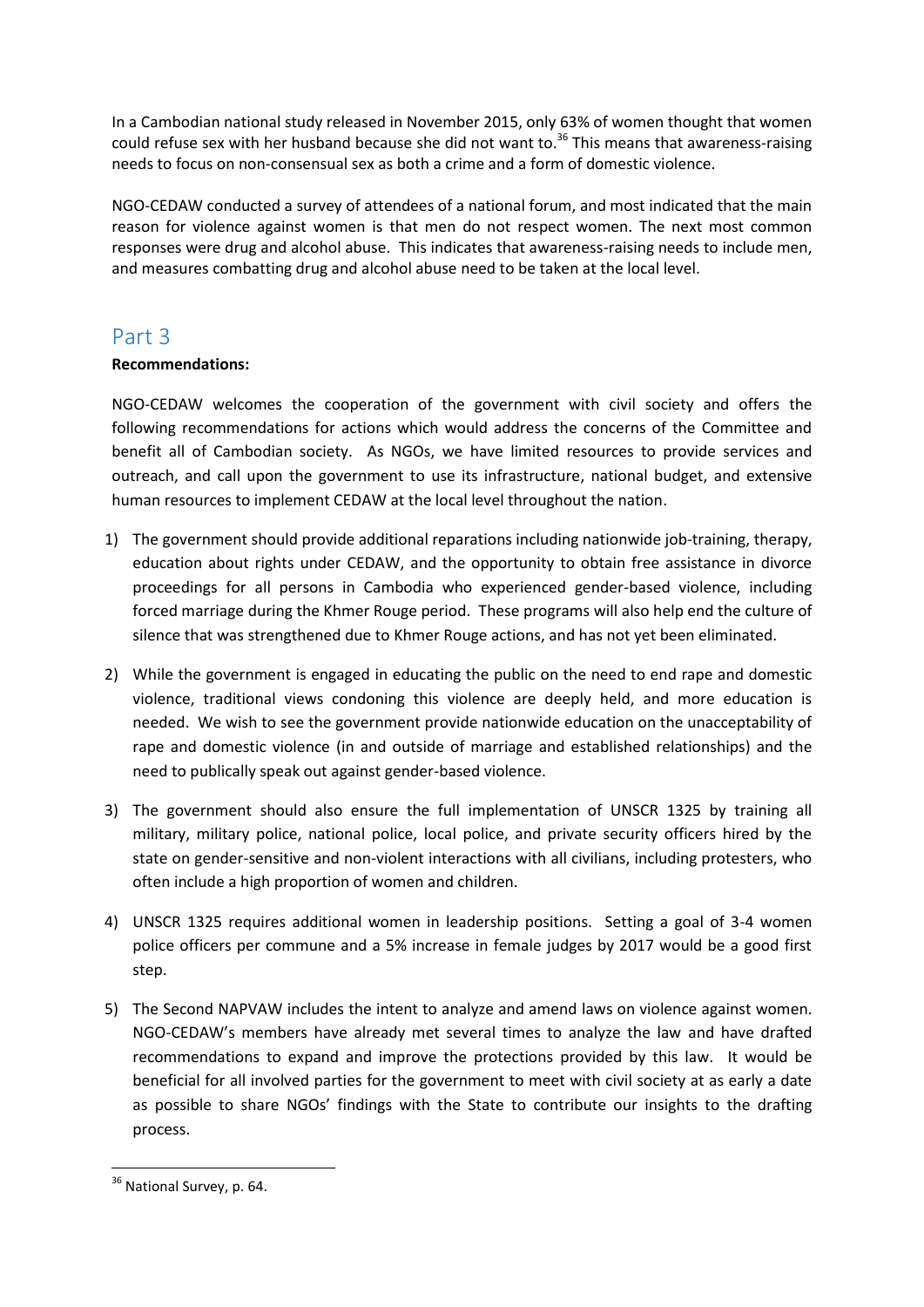In a Cambodian national study released in November 2015, only 63% of women thought that women could refuse sex with her husband because she did not want to.[36] This means that awareness-raising needs to focus on non-consensual sex as both a crime and a form of domestic violence.

NGO-CEDAW conducted a survey of attendees of a national forum, and most indicated that the main reason for violence against women is that men do not respect women. The next most common responses were drug and alcohol abuse. This indicates that awareness-raising needs to include men, and measures combatting drug and alcohol abuse need to be taken at the local level.

## Part 3

**Recommendations:**

NGO-CEDAW welcomes the cooperation of the government with civil society and offers the following recommendations for actions which would address the concerns of the Committee and benefit all of Cambodian society. As NGOs, we have limited resources to provide services and outreach, and call upon the government to use its infrastructure, national budget, and extensive human resources to implement CEDAW at the local level throughout the nation.

1) The government should provide additional reparations including nationwide job-training, therapy, education about rights under CEDAW, and the opportunity to obtain free assistance in divorce proceedings for all persons in Cambodia who experienced gender-based violence, including forced marriage during the Khmer Rouge period. These programs will also help end the culture of silence that was strengthened due to Khmer Rouge actions, and has not yet been eliminated.

2) While the government is engaged in educating the public on the need to end rape and domestic violence, traditional views condoning this violence are deeply held, and more education is needed. We wish to see the government provide nationwide education on the unacceptability of rape and domestic violence (in and outside of marriage and established relationships) and the need to publically speak out against gender-based violence.

3) The government should also ensure the full implementation of UNSCR 1325 by training all military, military police, national police, local police, and private security officers hired by the state on gender-sensitive and non-violent interactions with all civilians, including protesters, who often include a high proportion of women and children.

4) UNSCR 1325 requires additional women in leadership positions. Setting a goal of 3-4 women police officers per commune and a 5% increase in female judges by 2017 would be a good first step.

5) The Second NAPVAW includes the intent to analyze and amend laws on violence against women. NGO-CEDAW's members have already met several times to analyze the law and have drafted recommendations to expand and improve the protections provided by this law. It would be beneficial for all involved parties for the government to meet with civil society at as early a date as possible to share NGOs' findings with the State to contribute our insights to the drafting process.

[36] National Survey, p. 64.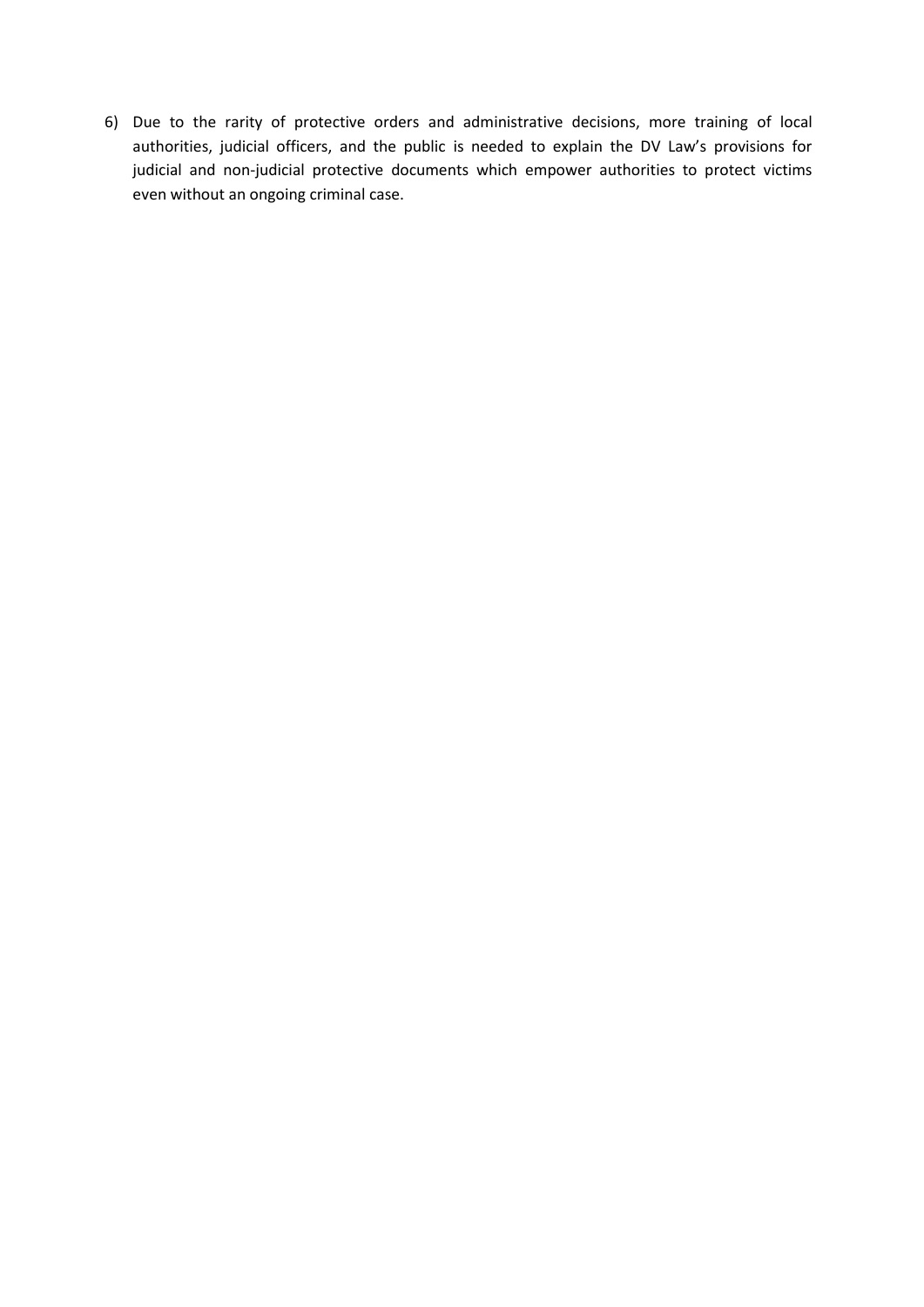6) Due to the rarity of protective orders and administrative decisions, more training of local authorities, judicial officers, and the public is needed to explain the DV Law's provisions for judicial and non-judicial protective documents which empower authorities to protect victims even without an ongoing criminal case.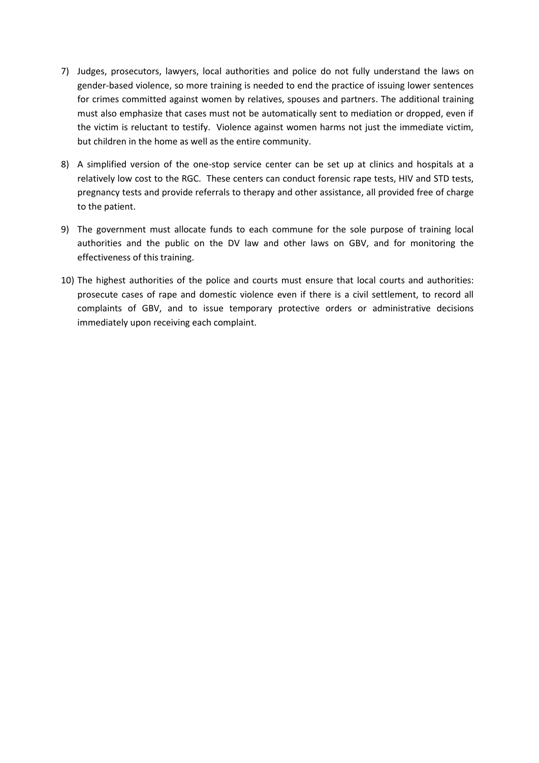7) Judges, prosecutors, lawyers, local authorities and police do not fully understand the laws on gender-based violence, so more training is needed to end the practice of issuing lower sentences for crimes committed against women by relatives, spouses and partners. The additional training must also emphasize that cases must not be automatically sent to mediation or dropped, even if the victim is reluctant to testify. Violence against women harms not just the immediate victim, but children in the home as well as the entire community.

8) A simplified version of the one-stop service center can be set up at clinics and hospitals at a relatively low cost to the RGC. These centers can conduct forensic rape tests, HIV and STD tests, pregnancy tests and provide referrals to therapy and other assistance, all provided free of charge to the patient.

9) The government must allocate funds to each commune for the sole purpose of training local authorities and the public on the DV law and other laws on GBV, and for monitoring the effectiveness of this training.

10) The highest authorities of the police and courts must ensure that local courts and authorities: prosecute cases of rape and domestic violence even if there is a civil settlement, to record all complaints of GBV, and to issue temporary protective orders or administrative decisions immediately upon receiving each complaint.